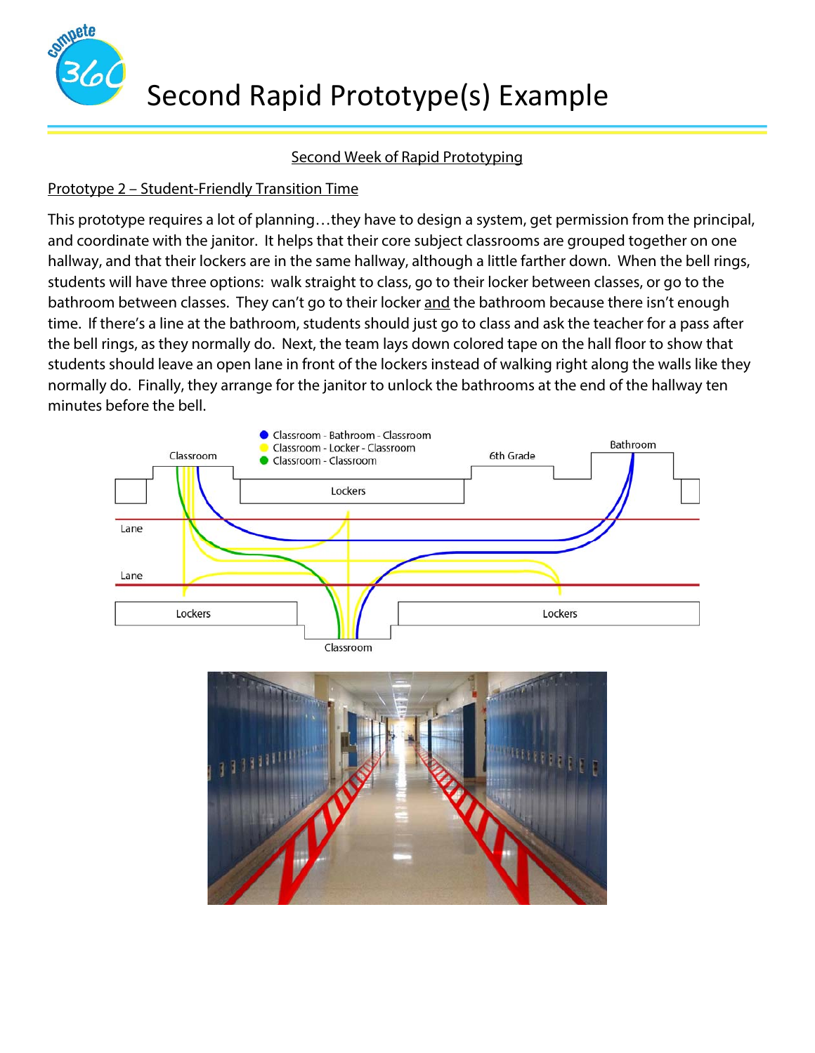# Second Rapid Prototype(s) Example

Second Week of Rapid Prototyping

Prototype 2 – Student-Friendly Transition Time

This prototype requires a lot of planning…they have to design a system, get permission from the principal, and coordinate with the janitor. It helps that their core subject classrooms are grouped together on one hallway, and that their lockers are in the same hallway, although a little farther down. When the bell rings, students will have three options: walk straight to class, go to their locker between classes, or go to the bathroom between classes. They can't go to their locker and the bathroom because there isn't enough time. If there's a line at the bathroom, students should just go to class and ask the teacher for a pass after the bell rings, as they normally do. Next, the team lays down colored tape on the hall floor to show that students should leave an open lane in front of the lockers instead of walking right along the walls like they normally do. Finally, they arrange for the janitor to unlock the bathrooms at the end of the hallway ten minutes before the bell.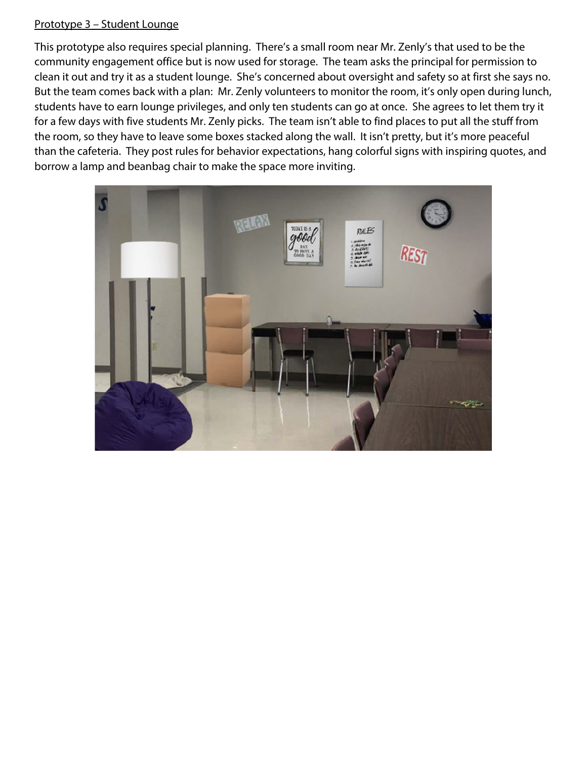Prototype 3 – Student Lounge

This prototype also requires special planning. There's a small room near Mr. Zenly's that used to be the community engagement office but is now used for storage. The team asks the principal for permission to clean it out and try it as a student lounge. She's concerned about oversight and safety so at first she says no. But the team comes back with a plan: Mr. Zenly volunteers to monitor the room, it's only open during lunch, students have to earn lounge privileges, and only ten students can go at once. She agrees to let them try it for a few days with five students Mr. Zenly picks. The team isn't able to find places to put all the stuff from the room, so they have to leave some boxes stacked along the wall. It isn't pretty, but it's more peaceful than the cafeteria. They post rules for behavior expectations, hang colorful signs with inspiring quotes, and borrow a lamp and beanbag chair to make the space more inviting.